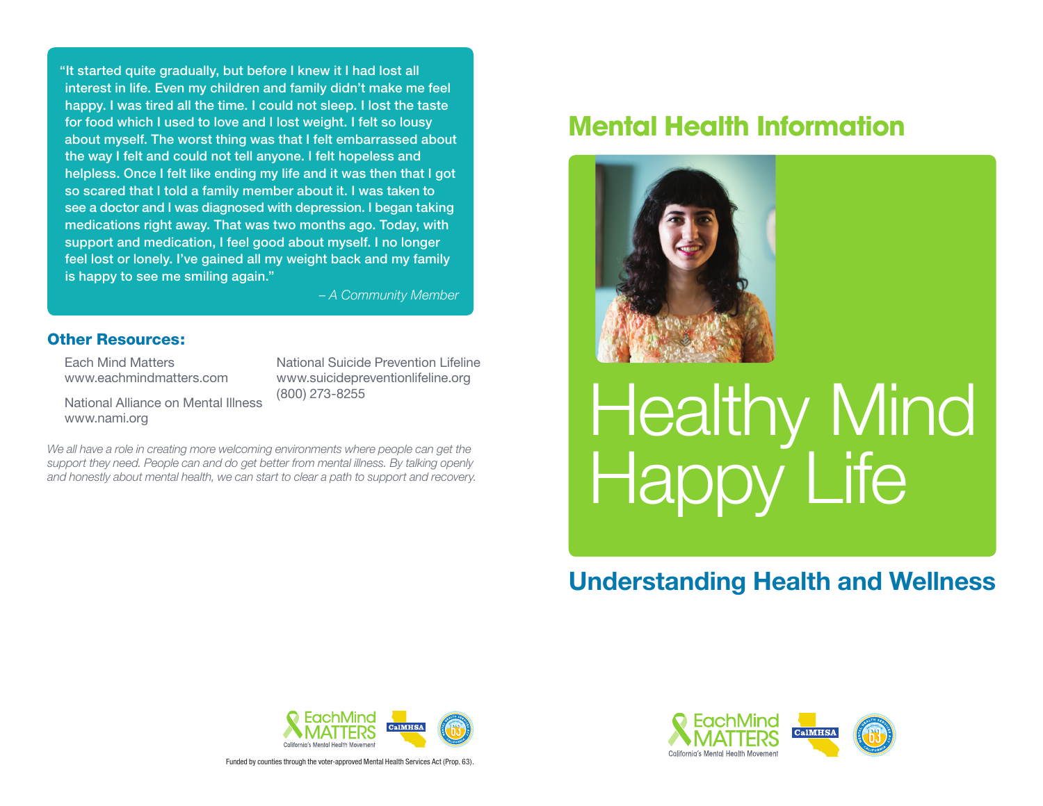"It started quite gradually, but before I knew it I had lost all interest in life. Even my children and family didn't make me feel happy. I was tired all the time. I could not sleep. I lost the taste for food which I used to love and I lost weight. I felt so lousy about myself. The worst thing was that I felt embarrassed about the way I felt and could not tell anyone. I felt hopeless and helpless. Once I felt like ending my life and it was then that I got so scared that I told a family member about it. I was taken to see a doctor and I was diagnosed with depression. I began taking medications right away. That was two months ago. Today, with support and medication, I feel good about myself. I no longer feel lost or lonely. I've gained all my weight back and my family is happy to see me smiling again."

*– A Community Member*

## Other Resources:

Each Mind Matters
www.eachmindmatters.com

National Alliance on Mental Illness
www.nami.org

National Suicide Prevention Lifeline
www.suicidepreventionlifeline.org
(800) 273-8255

*We all have a role in creating more welcoming environments where people can get the support they need. People can and do get better from mental illness. By talking openly and honestly about mental health, we can start to clear a path to support and recovery.*

EachMind MATTERS California's Mental Health Movement | CalMHSA

Funded by counties through the voter-approved Mental Health Services Act (Prop. 63).

# Mental Health Information

# Healthy Mind Happy Life

## Understanding Health and Wellness

EachMind MATTERS California's Mental Health Movement | CalMHSA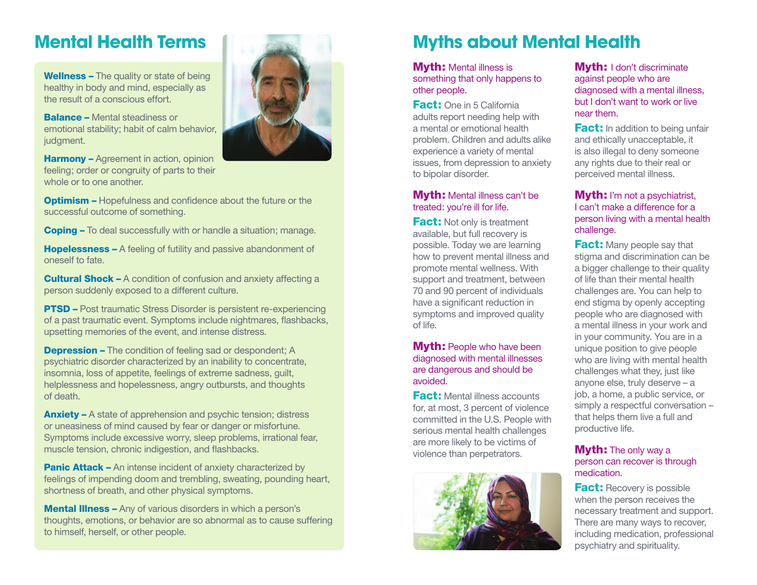## Mental Health Terms

**Wellness –** The quality or state of being healthy in body and mind, especially as the result of a conscious effort.

**Balance –** Mental steadiness or emotional stability; habit of calm behavior, judgment.

**Harmony –** Agreement in action, opinion feeling; order or congruity of parts to their whole or to one another.

**Optimism –** Hopefulness and confidence about the future or the successful outcome of something.

**Coping –** To deal successfully with or handle a situation; manage.

**Hopelessness –** A feeling of futility and passive abandonment of oneself to fate.

**Cultural Shock –** A condition of confusion and anxiety affecting a person suddenly exposed to a different culture.

**PTSD –** Post traumatic Stress Disorder is persistent re-experiencing of a past traumatic event. Symptoms include nightmares, flashbacks, upsetting memories of the event, and intense distress.

**Depression –** The condition of feeling sad or despondent; A psychiatric disorder characterized by an inability to concentrate, insomnia, loss of appetite, feelings of extreme sadness, guilt, helplessness and hopelessness, angry outbursts, and thoughts of death.

**Anxiety –** A state of apprehension and psychic tension; distress or uneasiness of mind caused by fear or danger or misfortune. Symptoms include excessive worry, sleep problems, irrational fear, muscle tension, chronic indigestion, and flashbacks.

**Panic Attack –** An intense incident of anxiety characterized by feelings of impending doom and trembling, sweating, pounding heart, shortness of breath, and other physical symptoms.

**Mental Illness –** Any of various disorders in which a person's thoughts, emotions, or behavior are so abnormal as to cause suffering to himself, herself, or other people.

## Myths about Mental Health

**Myth:** Mental illness is something that only happens to other people.

**Fact:** One in 5 California adults report needing help with a mental or emotional health problem. Children and adults alike experience a variety of mental issues, from depression to anxiety to bipolar disorder.

**Myth:** Mental illness can't be treated: you're ill for life.

**Fact:** Not only is treatment available, but full recovery is possible. Today we are learning how to prevent mental illness and promote mental wellness. With support and treatment, between 70 and 90 percent of individuals have a significant reduction in symptoms and improved quality of life.

**Myth:** People who have been diagnosed with mental illnesses are dangerous and should be avoided.

**Fact:** Mental illness accounts for, at most, 3 percent of violence committed in the U.S. People with serious mental health challenges are more likely to be victims of violence than perpetrators.

**Myth:** I don't discriminate against people who are diagnosed with a mental illness, but I don't want to work or live near them.

**Fact:** In addition to being unfair and ethically unacceptable, it is also illegal to deny someone any rights due to their real or perceived mental illness.

**Myth:** I'm not a psychiatrist, I can't make a difference for a person living with a mental health challenge.

**Fact:** Many people say that stigma and discrimination can be a bigger challenge to their quality of life than their mental health challenges are. You can help to end stigma by openly accepting people who are diagnosed with a mental illness in your work and in your community. You are in a unique position to give people who are living with mental health challenges what they, just like anyone else, truly deserve – a job, a home, a public service, or simply a respectful conversation – that helps them live a full and productive life.

**Myth:** The only way a person can recover is through medication.

**Fact:** Recovery is possible when the person receives the necessary treatment and support. There are many ways to recover, including medication, professional psychiatry and spirituality.